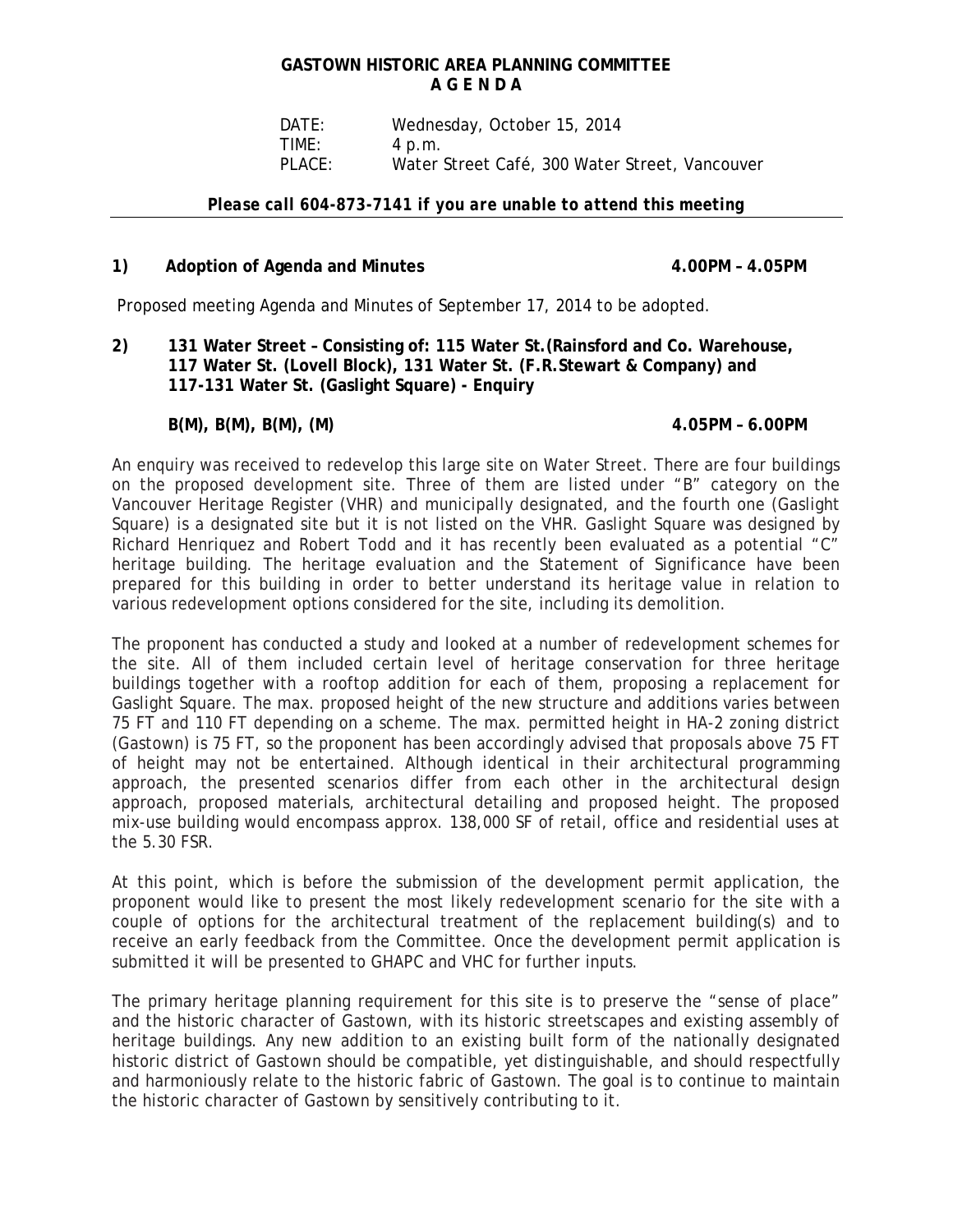# GASTOWN HISTORIC AREA PLANNING COMMITTEE
## A G E N D A

DATE: Wednesday, October 15, 2014
TIME: 4 p.m.
PLACE: Water Street Café, 300 Water Street, Vancouver

***Please call 604-873-7141 if you are unable to attend this meeting***

---

**1) Adoption of Agenda and Minutes 4.00PM – 4.05PM**

Proposed meeting Agenda and Minutes of September 17, 2014 to be adopted.

**2) 131 Water Street – Consisting of: 115 Water St.(Rainsford and Co. Warehouse, 117 Water St. (Lovell Block), 131 Water St. (F.R.Stewart & Company) and 117-131 Water St. (Gaslight Square) - Enquiry**

**B(M), B(M), B(M), (M) 4.05PM – 6.00PM**

An enquiry was received to redevelop this large site on Water Street. There are four buildings on the proposed development site. Three of them are listed under "B" category on the Vancouver Heritage Register (VHR) and municipally designated, and the fourth one (Gaslight Square) is a designated site but it is not listed on the VHR. Gaslight Square was designed by Richard Henriquez and Robert Todd and it has recently been evaluated as a potential "C" heritage building. The heritage evaluation and the Statement of Significance have been prepared for this building in order to better understand its heritage value in relation to various redevelopment options considered for the site, including its demolition.

The proponent has conducted a study and looked at a number of redevelopment schemes for the site. All of them included certain level of heritage conservation for three heritage buildings together with a rooftop addition for each of them, proposing a replacement for Gaslight Square. The max. proposed height of the new structure and additions varies between 75 FT and 110 FT depending on a scheme. The max. permitted height in HA-2 zoning district (Gastown) is 75 FT, so the proponent has been accordingly advised that proposals above 75 FT of height may not be entertained. Although identical in their architectural programming approach, the presented scenarios differ from each other in the architectural design approach, proposed materials, architectural detailing and proposed height. The proposed mix-use building would encompass approx. 138,000 SF of retail, office and residential uses at the 5.30 FSR.

At this point, which is before the submission of the development permit application, the proponent would like to present the most likely redevelopment scenario for the site with a couple of options for the architectural treatment of the replacement building(s) and to receive an early feedback from the Committee. Once the development permit application is submitted it will be presented to GHAPC and VHC for further inputs.

The primary heritage planning requirement for this site is to preserve the "sense of place" and the historic character of Gastown, with its historic streetscapes and existing assembly of heritage buildings. Any new addition to an existing built form of the nationally designated historic district of Gastown should be compatible, yet distinguishable, and should respectfully and harmoniously relate to the historic fabric of Gastown. The goal is to continue to maintain the historic character of Gastown by sensitively contributing to it.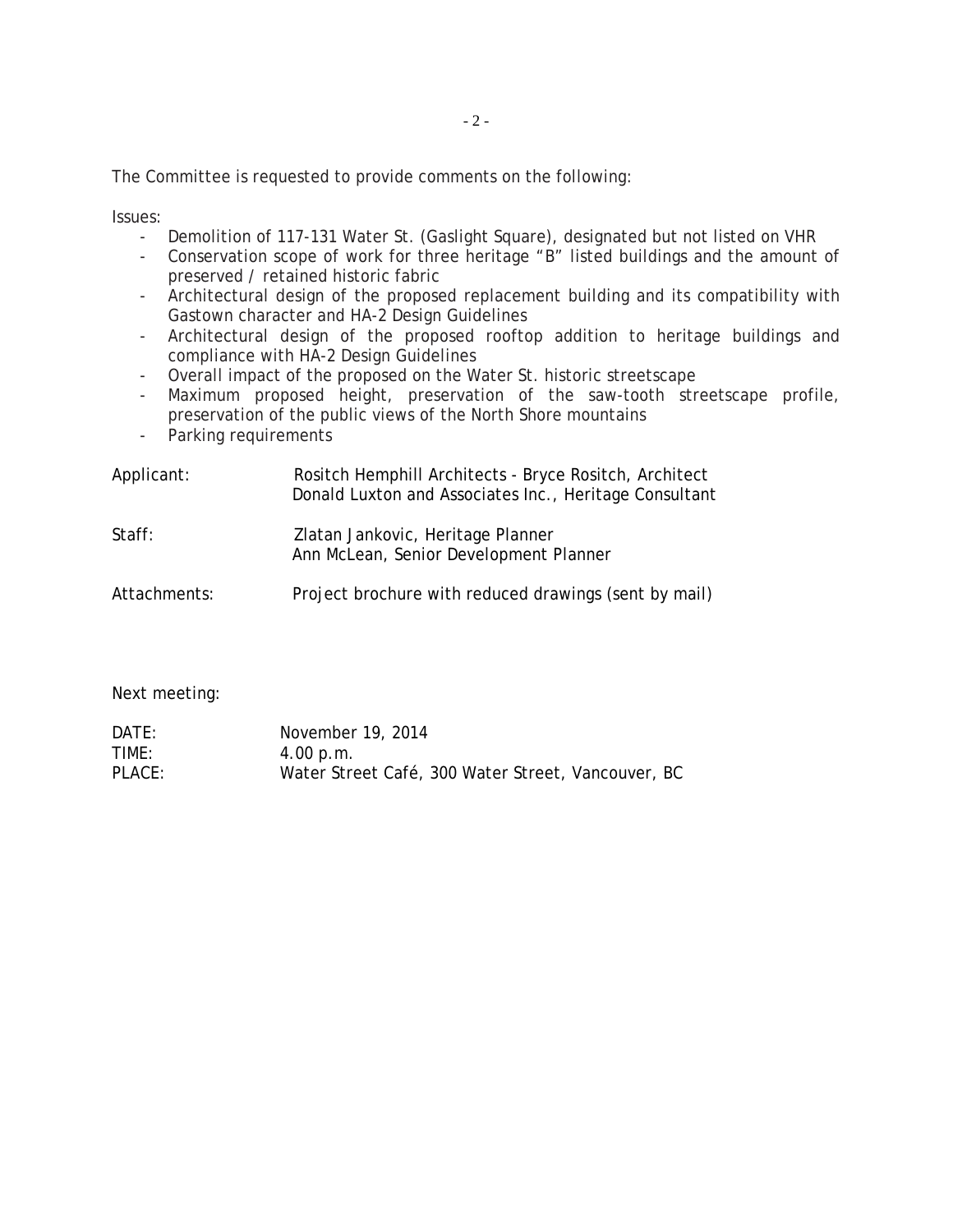The Committee is requested to provide comments on the following:

Issues:

- Demolition of 117-131 Water St. (Gaslight Square), designated but not listed on VHR
- Conservation scope of work for three heritage "B" listed buildings and the amount of preserved / retained historic fabric
- Architectural design of the proposed replacement building and its compatibility with Gastown character and HA-2 Design Guidelines
- Architectural design of the proposed rooftop addition to heritage buildings and compliance with HA-2 Design Guidelines
- Overall impact of the proposed on the Water St. historic streetscape
- Maximum proposed height, preservation of the saw-tooth streetscape profile, preservation of the public views of the North Shore mountains
- Parking requirements

| | |
|---|---|
| Applicant: | Rositch Hemphill Architects - Bryce Rositch, Architect<br>Donald Luxton and Associates Inc., Heritage Consultant |
| Staff: | Zlatan Jankovic, Heritage Planner<br>Ann McLean, Senior Development Planner |
| Attachments: | Project brochure with reduced drawings (sent by mail) |

Next meeting:

| | |
|---|---|
| DATE: | November 19, 2014 |
| TIME: | 4.00 p.m. |
| PLACE: | Water Street Café, 300 Water Street, Vancouver, BC |